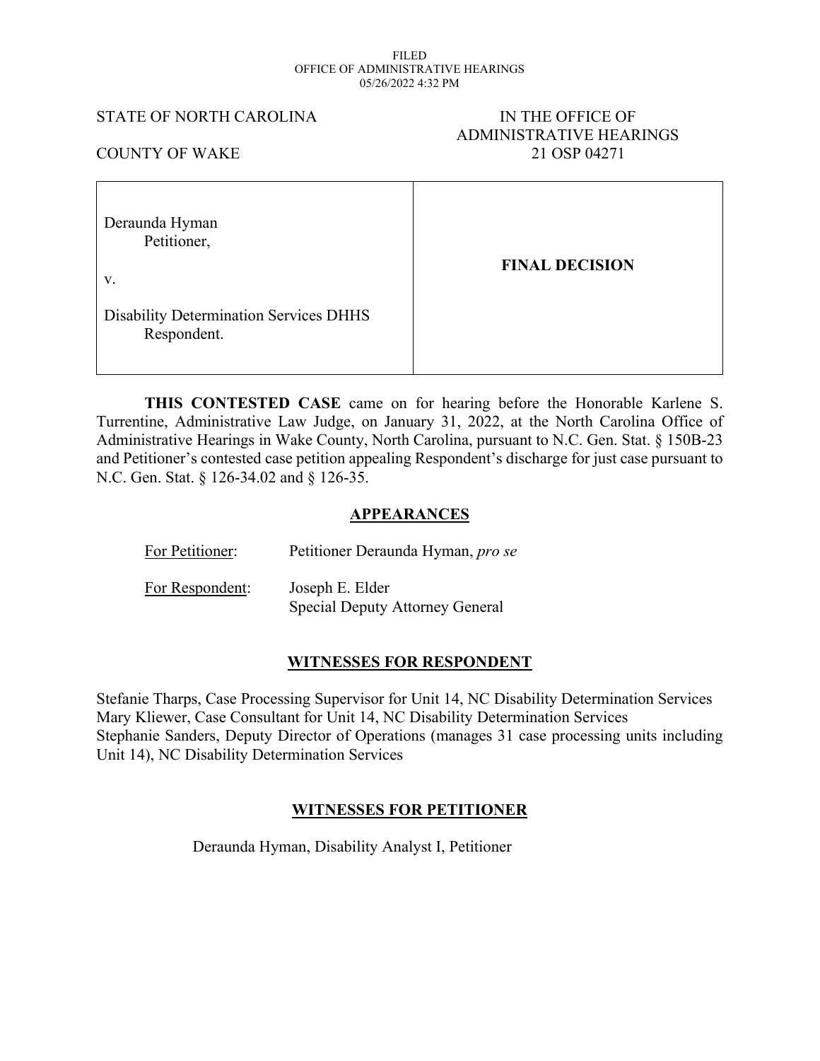FILED
OFFICE OF ADMINISTRATIVE HEARINGS
05/26/2022 4:32 PM

STATE OF NORTH CAROLINA

COUNTY OF WAKE

IN THE OFFICE OF
ADMINISTRATIVE HEARINGS
21 OSP 04271

| | |
|---|---|
| Deraunda Hyman<br>Petitioner,<br><br>v.<br><br>Disability Determination Services DHHS<br>Respondent. | **FINAL DECISION** |

**THIS CONTESTED CASE** came on for hearing before the Honorable Karlene S. Turrentine, Administrative Law Judge, on January 31, 2022, at the North Carolina Office of Administrative Hearings in Wake County, North Carolina, pursuant to N.C. Gen. Stat. § 150B-23 and Petitioner's contested case petition appealing Respondent's discharge for just case pursuant to N.C. Gen. Stat. § 126-34.02 and § 126-35.

## APPEARANCES

For Petitioner: Petitioner Deraunda Hyman, *pro se*

For Respondent: Joseph E. Elder
Special Deputy Attorney General

## WITNESSES FOR RESPONDENT

Stefanie Tharps, Case Processing Supervisor for Unit 14, NC Disability Determination Services
Mary Kliewer, Case Consultant for Unit 14, NC Disability Determination Services
Stephanie Sanders, Deputy Director of Operations (manages 31 case processing units including Unit 14), NC Disability Determination Services

## WITNESSES FOR PETITIONER

Deraunda Hyman, Disability Analyst I, Petitioner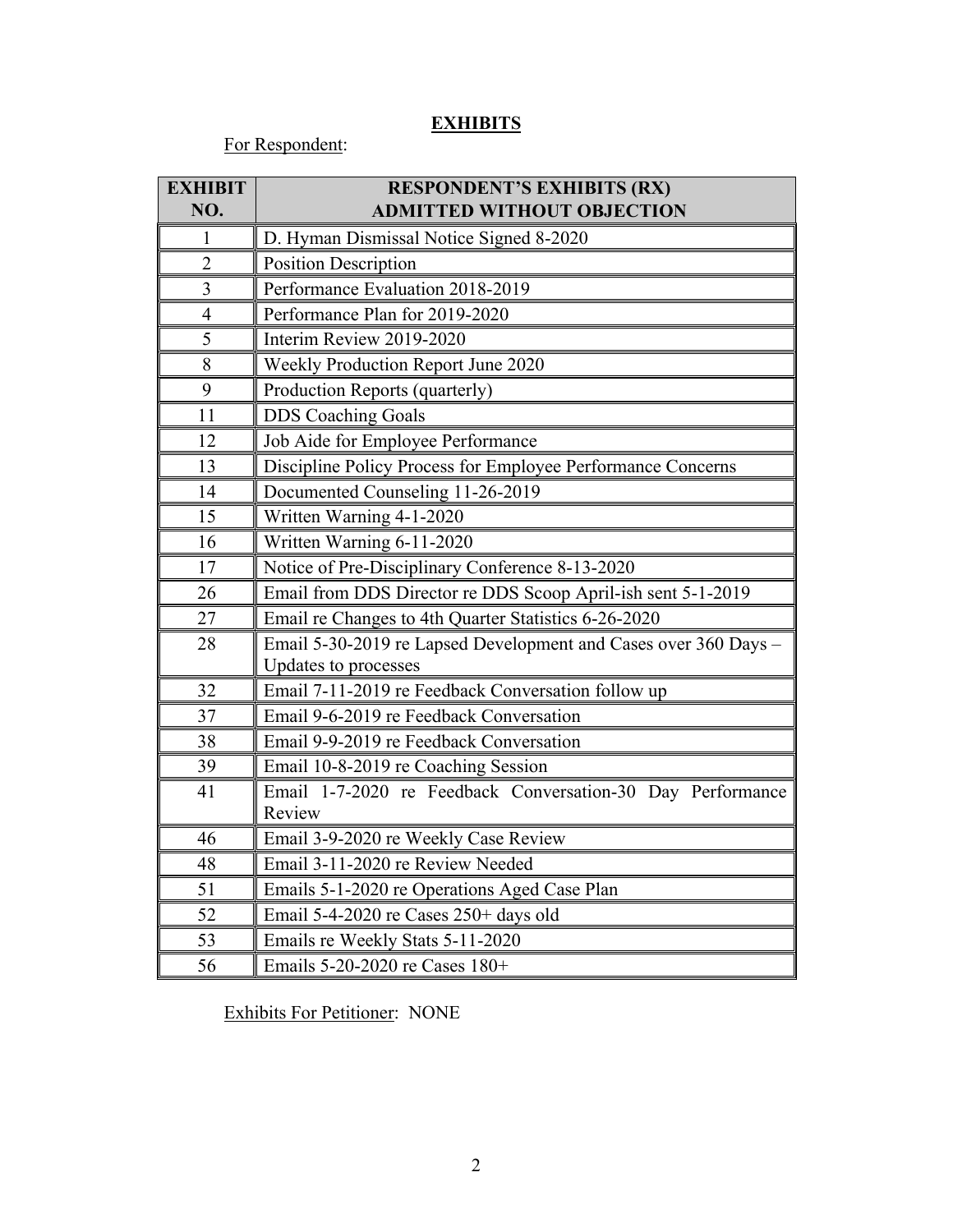## EXHIBITS

For Respondent:

| EXHIBIT NO. | RESPONDENT'S EXHIBITS (RX) ADMITTED WITHOUT OBJECTION |
|---|---|
| 1 | D. Hyman Dismissal Notice Signed 8-2020 |
| 2 | Position Description |
| 3 | Performance Evaluation 2018-2019 |
| 4 | Performance Plan for 2019-2020 |
| 5 | Interim Review 2019-2020 |
| 8 | Weekly Production Report June 2020 |
| 9 | Production Reports (quarterly) |
| 11 | DDS Coaching Goals |
| 12 | Job Aide for Employee Performance |
| 13 | Discipline Policy Process for Employee Performance Concerns |
| 14 | Documented Counseling 11-26-2019 |
| 15 | Written Warning 4-1-2020 |
| 16 | Written Warning 6-11-2020 |
| 17 | Notice of Pre-Disciplinary Conference 8-13-2020 |
| 26 | Email from DDS Director re DDS Scoop April-ish sent 5-1-2019 |
| 27 | Email re Changes to 4th Quarter Statistics 6-26-2020 |
| 28 | Email 5-30-2019 re Lapsed Development and Cases over 360 Days – Updates to processes |
| 32 | Email 7-11-2019 re Feedback Conversation follow up |
| 37 | Email 9-6-2019 re Feedback Conversation |
| 38 | Email 9-9-2019 re Feedback Conversation |
| 39 | Email 10-8-2019 re Coaching Session |
| 41 | Email 1-7-2020 re Feedback Conversation-30 Day Performance Review |
| 46 | Email 3-9-2020 re Weekly Case Review |
| 48 | Email 3-11-2020 re Review Needed |
| 51 | Emails 5-1-2020 re Operations Aged Case Plan |
| 52 | Email 5-4-2020 re Cases 250+ days old |
| 53 | Emails re Weekly Stats 5-11-2020 |
| 56 | Emails 5-20-2020 re Cases 180+ |

Exhibits For Petitioner: NONE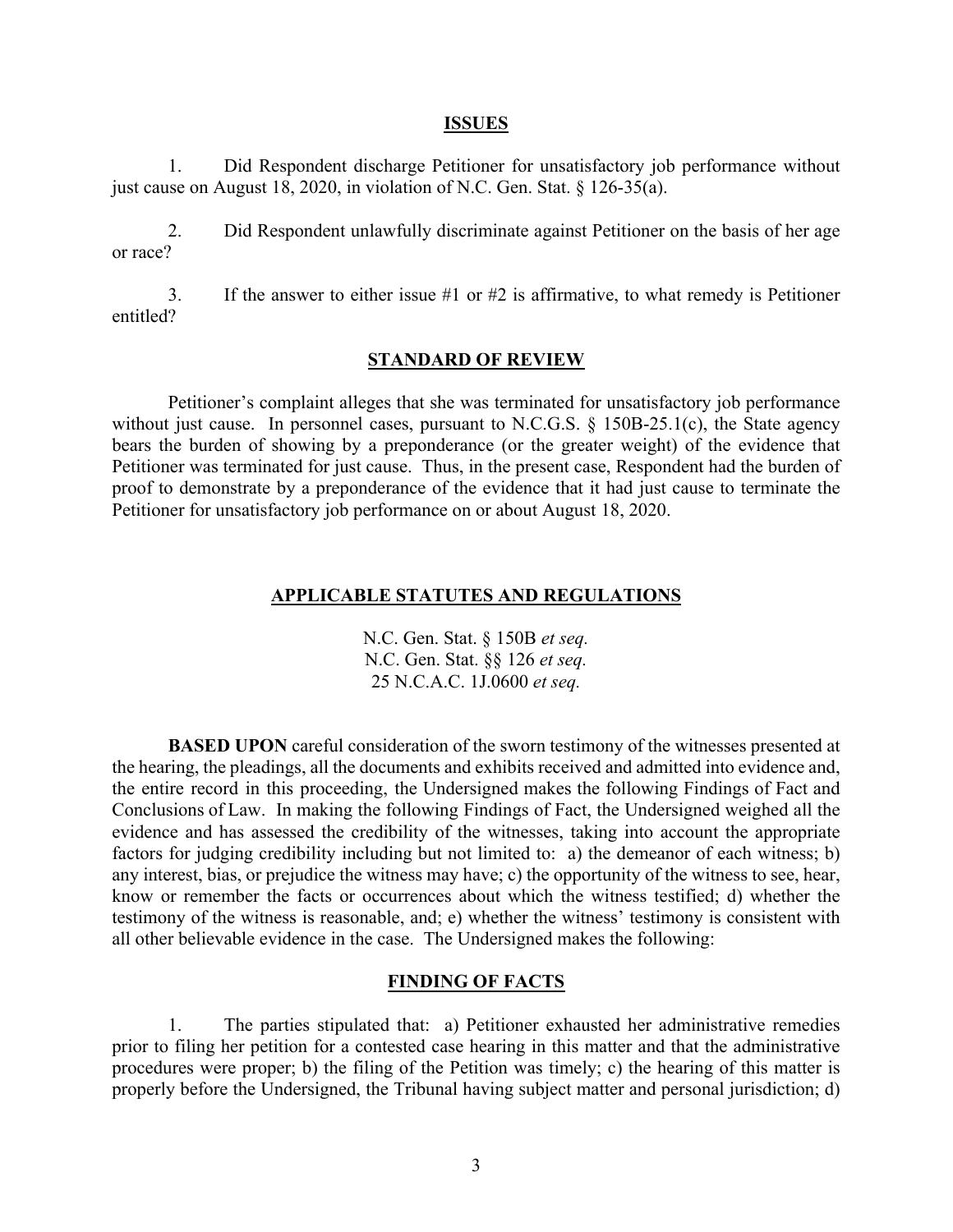## ISSUES

1. Did Respondent discharge Petitioner for unsatisfactory job performance without just cause on August 18, 2020, in violation of N.C. Gen. Stat. § 126-35(a).

2. Did Respondent unlawfully discriminate against Petitioner on the basis of her age or race?

3. If the answer to either issue #1 or #2 is affirmative, to what remedy is Petitioner entitled?

## STANDARD OF REVIEW

Petitioner's complaint alleges that she was terminated for unsatisfactory job performance without just cause. In personnel cases, pursuant to N.C.G.S. § 150B-25.1(c), the State agency bears the burden of showing by a preponderance (or the greater weight) of the evidence that Petitioner was terminated for just cause. Thus, in the present case, Respondent had the burden of proof to demonstrate by a preponderance of the evidence that it had just cause to terminate the Petitioner for unsatisfactory job performance on or about August 18, 2020.

## APPLICABLE STATUTES AND REGULATIONS

N.C. Gen. Stat. § 150B *et seq.*
N.C. Gen. Stat. §§ 126 *et seq.*
25 N.C.A.C. 1J.0600 *et seq.*

**BASED UPON** careful consideration of the sworn testimony of the witnesses presented at the hearing, the pleadings, all the documents and exhibits received and admitted into evidence and, the entire record in this proceeding, the Undersigned makes the following Findings of Fact and Conclusions of Law. In making the following Findings of Fact, the Undersigned weighed all the evidence and has assessed the credibility of the witnesses, taking into account the appropriate factors for judging credibility including but not limited to: a) the demeanor of each witness; b) any interest, bias, or prejudice the witness may have; c) the opportunity of the witness to see, hear, know or remember the facts or occurrences about which the witness testified; d) whether the testimony of the witness is reasonable, and; e) whether the witness' testimony is consistent with all other believable evidence in the case. The Undersigned makes the following:

## FINDING OF FACTS

1. The parties stipulated that: a) Petitioner exhausted her administrative remedies prior to filing her petition for a contested case hearing in this matter and that the administrative procedures were proper; b) the filing of the Petition was timely; c) the hearing of this matter is properly before the Undersigned, the Tribunal having subject matter and personal jurisdiction; d)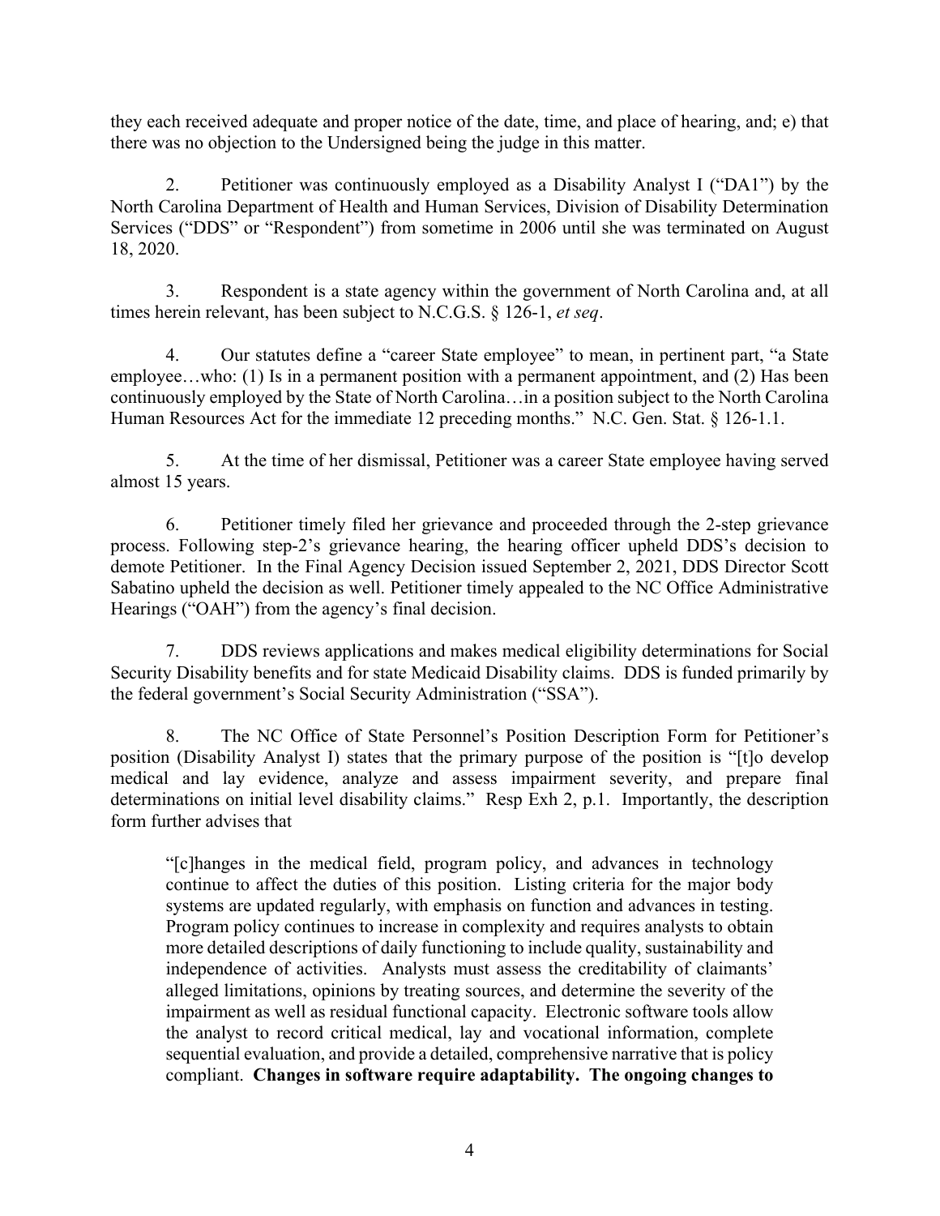they each received adequate and proper notice of the date, time, and place of hearing, and; e) that there was no objection to the Undersigned being the judge in this matter.

2. Petitioner was continuously employed as a Disability Analyst I ("DA1") by the North Carolina Department of Health and Human Services, Division of Disability Determination Services ("DDS" or "Respondent") from sometime in 2006 until she was terminated on August 18, 2020.

3. Respondent is a state agency within the government of North Carolina and, at all times herein relevant, has been subject to N.C.G.S. § 126-1, *et seq*.

4. Our statutes define a "career State employee" to mean, in pertinent part, "a State employee…who: (1) Is in a permanent position with a permanent appointment, and (2) Has been continuously employed by the State of North Carolina…in a position subject to the North Carolina Human Resources Act for the immediate 12 preceding months." N.C. Gen. Stat. § 126-1.1.

5. At the time of her dismissal, Petitioner was a career State employee having served almost 15 years.

6. Petitioner timely filed her grievance and proceeded through the 2-step grievance process. Following step-2's grievance hearing, the hearing officer upheld DDS's decision to demote Petitioner. In the Final Agency Decision issued September 2, 2021, DDS Director Scott Sabatino upheld the decision as well. Petitioner timely appealed to the NC Office Administrative Hearings ("OAH") from the agency's final decision.

7. DDS reviews applications and makes medical eligibility determinations for Social Security Disability benefits and for state Medicaid Disability claims. DDS is funded primarily by the federal government's Social Security Administration ("SSA").

8. The NC Office of State Personnel's Position Description Form for Petitioner's position (Disability Analyst I) states that the primary purpose of the position is "[t]o develop medical and lay evidence, analyze and assess impairment severity, and prepare final determinations on initial level disability claims." Resp Exh 2, p.1. Importantly, the description form further advises that

> "[c]hanges in the medical field, program policy, and advances in technology continue to affect the duties of this position. Listing criteria for the major body systems are updated regularly, with emphasis on function and advances in testing. Program policy continues to increase in complexity and requires analysts to obtain more detailed descriptions of daily functioning to include quality, sustainability and independence of activities. Analysts must assess the creditability of claimants' alleged limitations, opinions by treating sources, and determine the severity of the impairment as well as residual functional capacity. Electronic software tools allow the analyst to record critical medical, lay and vocational information, complete sequential evaluation, and provide a detailed, comprehensive narrative that is policy compliant. **Changes in software require adaptability. The ongoing changes to**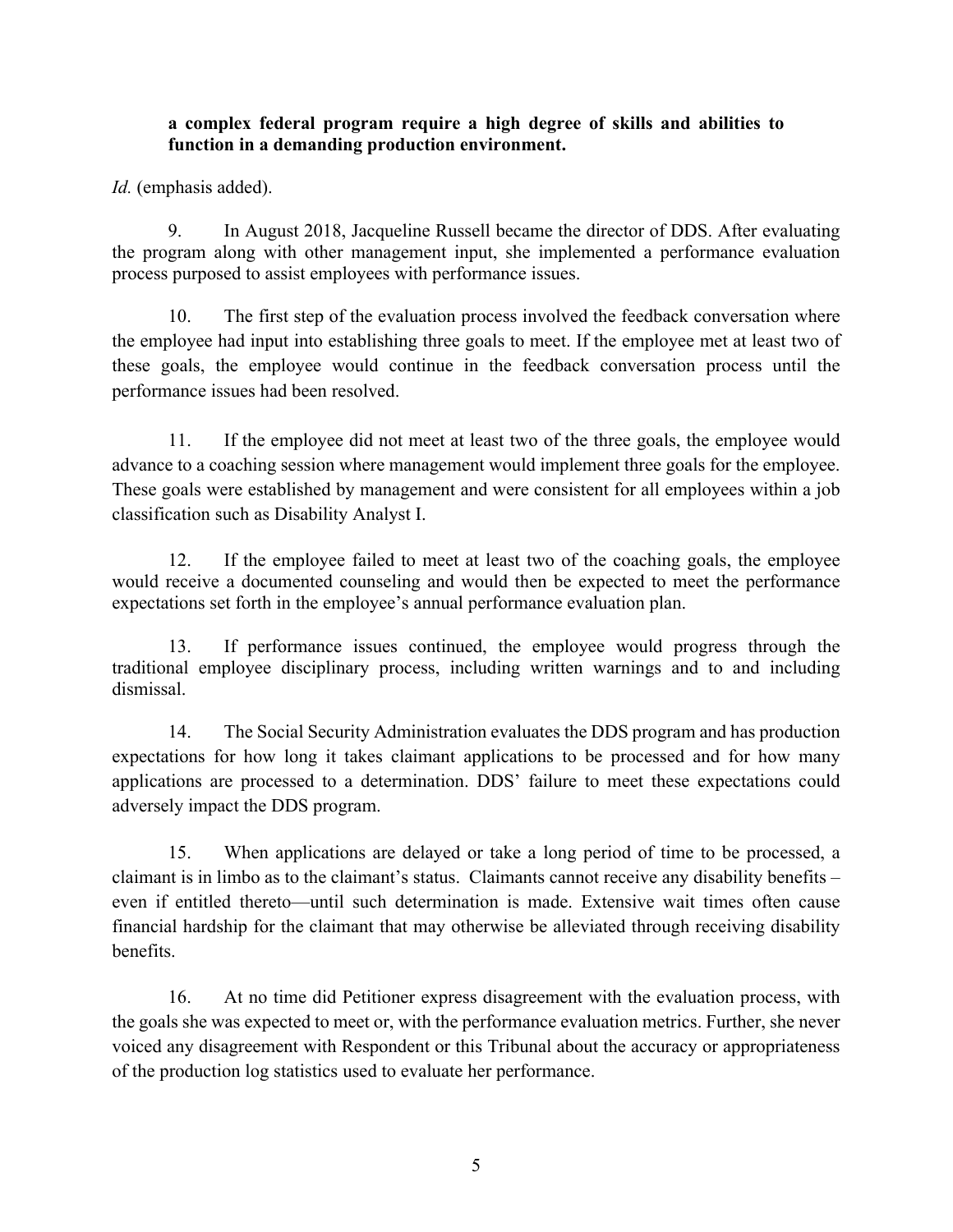**a complex federal program require a high degree of skills and abilities to function in a demanding production environment.**

*Id.* (emphasis added).

9. In August 2018, Jacqueline Russell became the director of DDS. After evaluating the program along with other management input, she implemented a performance evaluation process purposed to assist employees with performance issues.

10. The first step of the evaluation process involved the feedback conversation where the employee had input into establishing three goals to meet. If the employee met at least two of these goals, the employee would continue in the feedback conversation process until the performance issues had been resolved.

11. If the employee did not meet at least two of the three goals, the employee would advance to a coaching session where management would implement three goals for the employee. These goals were established by management and were consistent for all employees within a job classification such as Disability Analyst I.

12. If the employee failed to meet at least two of the coaching goals, the employee would receive a documented counseling and would then be expected to meet the performance expectations set forth in the employee's annual performance evaluation plan.

13. If performance issues continued, the employee would progress through the traditional employee disciplinary process, including written warnings and to and including dismissal.

14. The Social Security Administration evaluates the DDS program and has production expectations for how long it takes claimant applications to be processed and for how many applications are processed to a determination. DDS' failure to meet these expectations could adversely impact the DDS program.

15. When applications are delayed or take a long period of time to be processed, a claimant is in limbo as to the claimant's status. Claimants cannot receive any disability benefits – even if entitled thereto—until such determination is made. Extensive wait times often cause financial hardship for the claimant that may otherwise be alleviated through receiving disability benefits.

16. At no time did Petitioner express disagreement with the evaluation process, with the goals she was expected to meet or, with the performance evaluation metrics. Further, she never voiced any disagreement with Respondent or this Tribunal about the accuracy or appropriateness of the production log statistics used to evaluate her performance.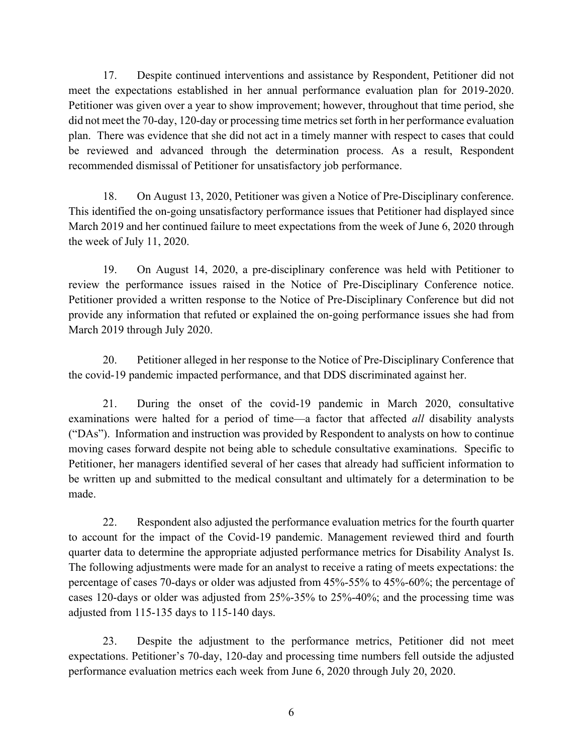17. Despite continued interventions and assistance by Respondent, Petitioner did not meet the expectations established in her annual performance evaluation plan for 2019-2020. Petitioner was given over a year to show improvement; however, throughout that time period, she did not meet the 70-day, 120-day or processing time metrics set forth in her performance evaluation plan. There was evidence that she did not act in a timely manner with respect to cases that could be reviewed and advanced through the determination process. As a result, Respondent recommended dismissal of Petitioner for unsatisfactory job performance.

18. On August 13, 2020, Petitioner was given a Notice of Pre-Disciplinary conference. This identified the on-going unsatisfactory performance issues that Petitioner had displayed since March 2019 and her continued failure to meet expectations from the week of June 6, 2020 through the week of July 11, 2020.

19. On August 14, 2020, a pre-disciplinary conference was held with Petitioner to review the performance issues raised in the Notice of Pre-Disciplinary Conference notice. Petitioner provided a written response to the Notice of Pre-Disciplinary Conference but did not provide any information that refuted or explained the on-going performance issues she had from March 2019 through July 2020.

20. Petitioner alleged in her response to the Notice of Pre-Disciplinary Conference that the covid-19 pandemic impacted performance, and that DDS discriminated against her.

21. During the onset of the covid-19 pandemic in March 2020, consultative examinations were halted for a period of time—a factor that affected *all* disability analysts ("DAs"). Information and instruction was provided by Respondent to analysts on how to continue moving cases forward despite not being able to schedule consultative examinations. Specific to Petitioner, her managers identified several of her cases that already had sufficient information to be written up and submitted to the medical consultant and ultimately for a determination to be made.

22. Respondent also adjusted the performance evaluation metrics for the fourth quarter to account for the impact of the Covid-19 pandemic. Management reviewed third and fourth quarter data to determine the appropriate adjusted performance metrics for Disability Analyst Is. The following adjustments were made for an analyst to receive a rating of meets expectations: the percentage of cases 70-days or older was adjusted from 45%-55% to 45%-60%; the percentage of cases 120-days or older was adjusted from 25%-35% to 25%-40%; and the processing time was adjusted from 115-135 days to 115-140 days.

23. Despite the adjustment to the performance metrics, Petitioner did not meet expectations. Petitioner's 70-day, 120-day and processing time numbers fell outside the adjusted performance evaluation metrics each week from June 6, 2020 through July 20, 2020.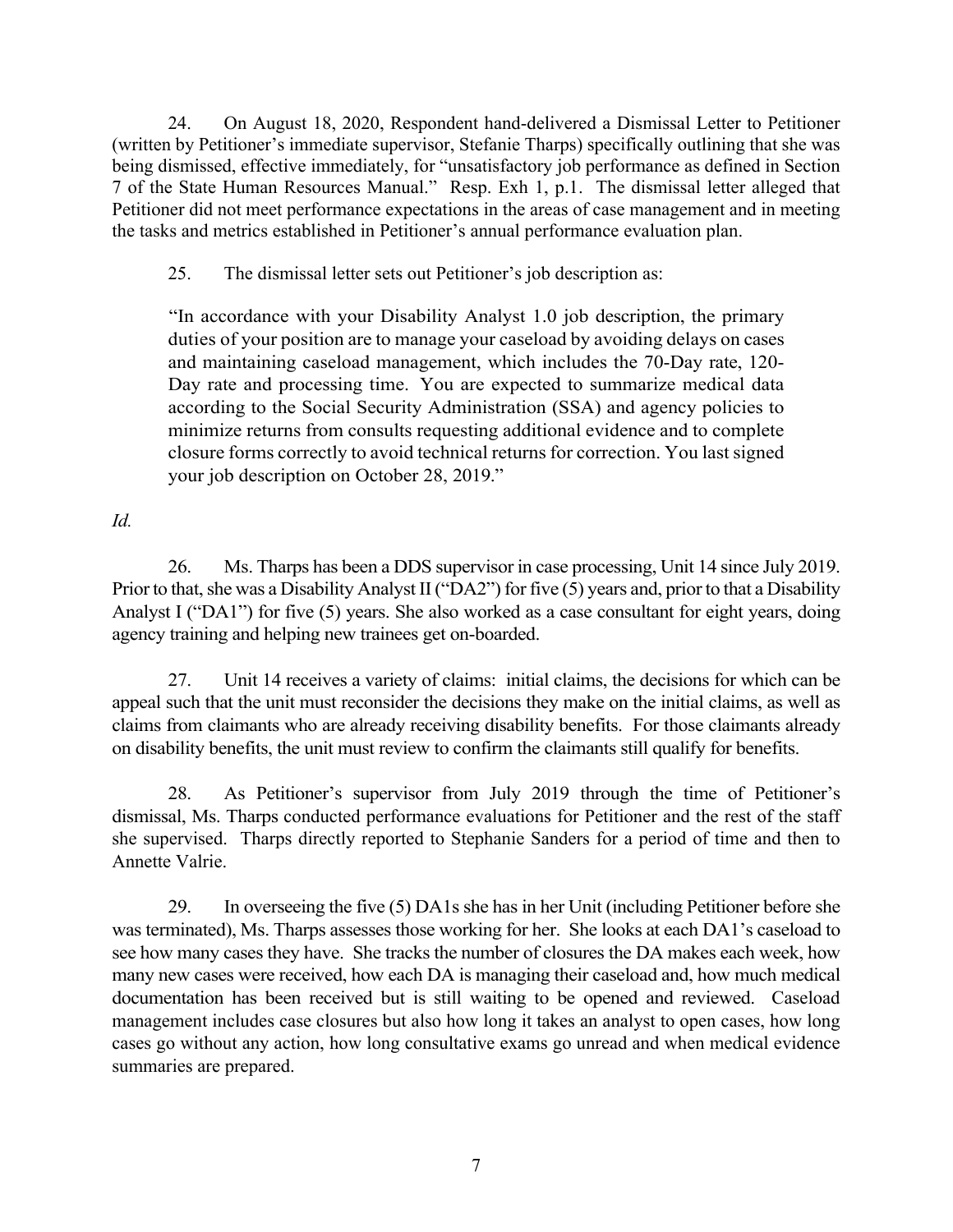24. On August 18, 2020, Respondent hand-delivered a Dismissal Letter to Petitioner (written by Petitioner's immediate supervisor, Stefanie Tharps) specifically outlining that she was being dismissed, effective immediately, for "unsatisfactory job performance as defined in Section 7 of the State Human Resources Manual." Resp. Exh 1, p.1. The dismissal letter alleged that Petitioner did not meet performance expectations in the areas of case management and in meeting the tasks and metrics established in Petitioner's annual performance evaluation plan.

25. The dismissal letter sets out Petitioner's job description as:

> "In accordance with your Disability Analyst 1.0 job description, the primary duties of your position are to manage your caseload by avoiding delays on cases and maintaining caseload management, which includes the 70-Day rate, 120-Day rate and processing time. You are expected to summarize medical data according to the Social Security Administration (SSA) and agency policies to minimize returns from consults requesting additional evidence and to complete closure forms correctly to avoid technical returns for correction. You last signed your job description on October 28, 2019."

*Id.*

26. Ms. Tharps has been a DDS supervisor in case processing, Unit 14 since July 2019. Prior to that, she was a Disability Analyst II ("DA2") for five (5) years and, prior to that a Disability Analyst I ("DA1") for five (5) years. She also worked as a case consultant for eight years, doing agency training and helping new trainees get on-boarded.

27. Unit 14 receives a variety of claims: initial claims, the decisions for which can be appeal such that the unit must reconsider the decisions they make on the initial claims, as well as claims from claimants who are already receiving disability benefits. For those claimants already on disability benefits, the unit must review to confirm the claimants still qualify for benefits.

28. As Petitioner's supervisor from July 2019 through the time of Petitioner's dismissal, Ms. Tharps conducted performance evaluations for Petitioner and the rest of the staff she supervised. Tharps directly reported to Stephanie Sanders for a period of time and then to Annette Valrie.

29. In overseeing the five (5) DA1s she has in her Unit (including Petitioner before she was terminated), Ms. Tharps assesses those working for her. She looks at each DA1's caseload to see how many cases they have. She tracks the number of closures the DA makes each week, how many new cases were received, how each DA is managing their caseload and, how much medical documentation has been received but is still waiting to be opened and reviewed. Caseload management includes case closures but also how long it takes an analyst to open cases, how long cases go without any action, how long consultative exams go unread and when medical evidence summaries are prepared.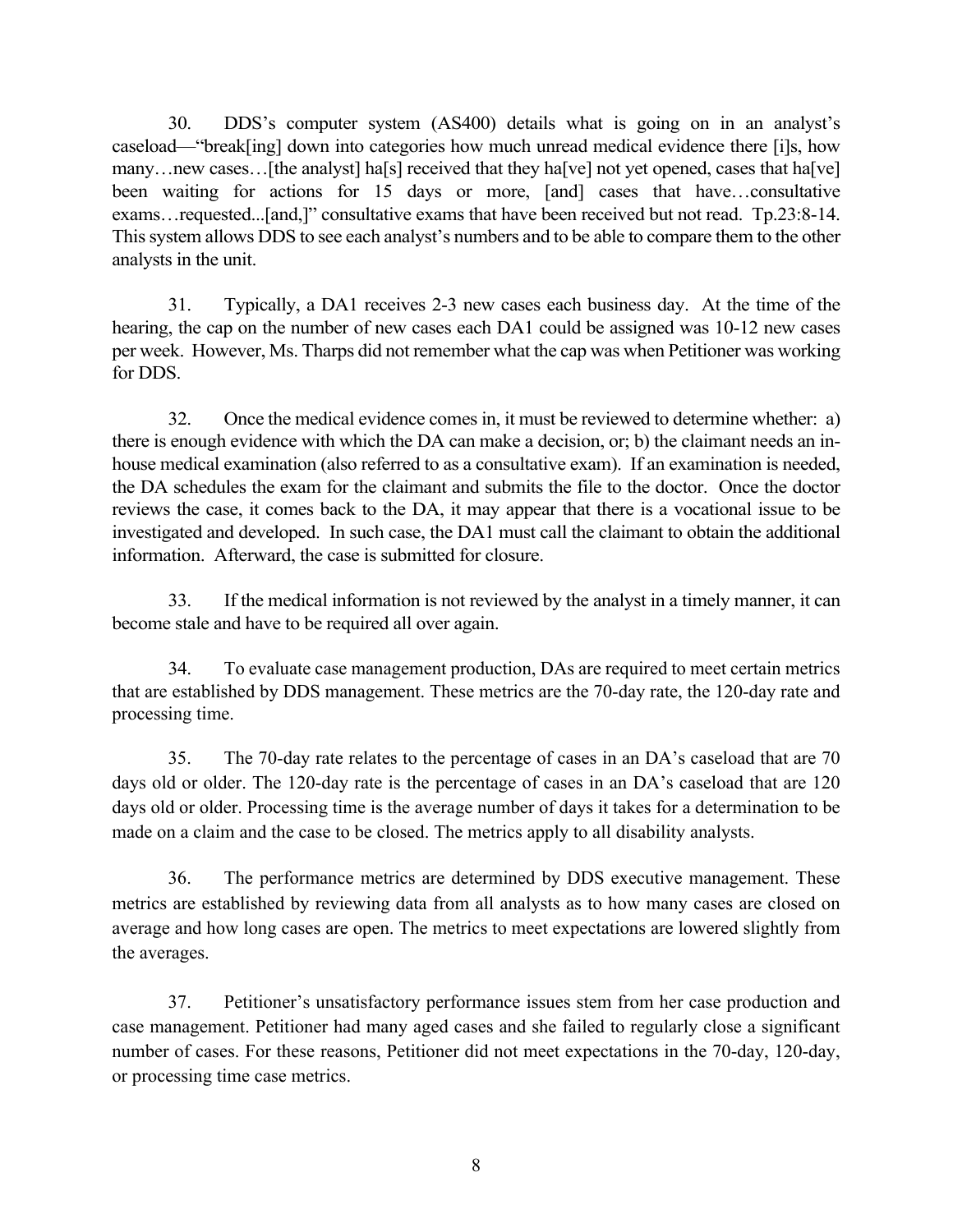30. DDS's computer system (AS400) details what is going on in an analyst's caseload—"break[ing] down into categories how much unread medical evidence there [i]s, how many…new cases…[the analyst] ha[s] received that they ha[ve] not yet opened, cases that ha[ve] been waiting for actions for 15 days or more, [and] cases that have…consultative exams…requested...[and,]" consultative exams that have been received but not read. Tp.23:8-14. This system allows DDS to see each analyst's numbers and to be able to compare them to the other analysts in the unit.

31. Typically, a DA1 receives 2-3 new cases each business day. At the time of the hearing, the cap on the number of new cases each DA1 could be assigned was 10-12 new cases per week. However, Ms. Tharps did not remember what the cap was when Petitioner was working for DDS.

32. Once the medical evidence comes in, it must be reviewed to determine whether: a) there is enough evidence with which the DA can make a decision, or; b) the claimant needs an in-house medical examination (also referred to as a consultative exam). If an examination is needed, the DA schedules the exam for the claimant and submits the file to the doctor. Once the doctor reviews the case, it comes back to the DA, it may appear that there is a vocational issue to be investigated and developed. In such case, the DA1 must call the claimant to obtain the additional information. Afterward, the case is submitted for closure.

33. If the medical information is not reviewed by the analyst in a timely manner, it can become stale and have to be required all over again.

34. To evaluate case management production, DAs are required to meet certain metrics that are established by DDS management. These metrics are the 70-day rate, the 120-day rate and processing time.

35. The 70-day rate relates to the percentage of cases in an DA's caseload that are 70 days old or older. The 120-day rate is the percentage of cases in an DA's caseload that are 120 days old or older. Processing time is the average number of days it takes for a determination to be made on a claim and the case to be closed. The metrics apply to all disability analysts.

36. The performance metrics are determined by DDS executive management. These metrics are established by reviewing data from all analysts as to how many cases are closed on average and how long cases are open. The metrics to meet expectations are lowered slightly from the averages.

37. Petitioner's unsatisfactory performance issues stem from her case production and case management. Petitioner had many aged cases and she failed to regularly close a significant number of cases. For these reasons, Petitioner did not meet expectations in the 70-day, 120-day, or processing time case metrics.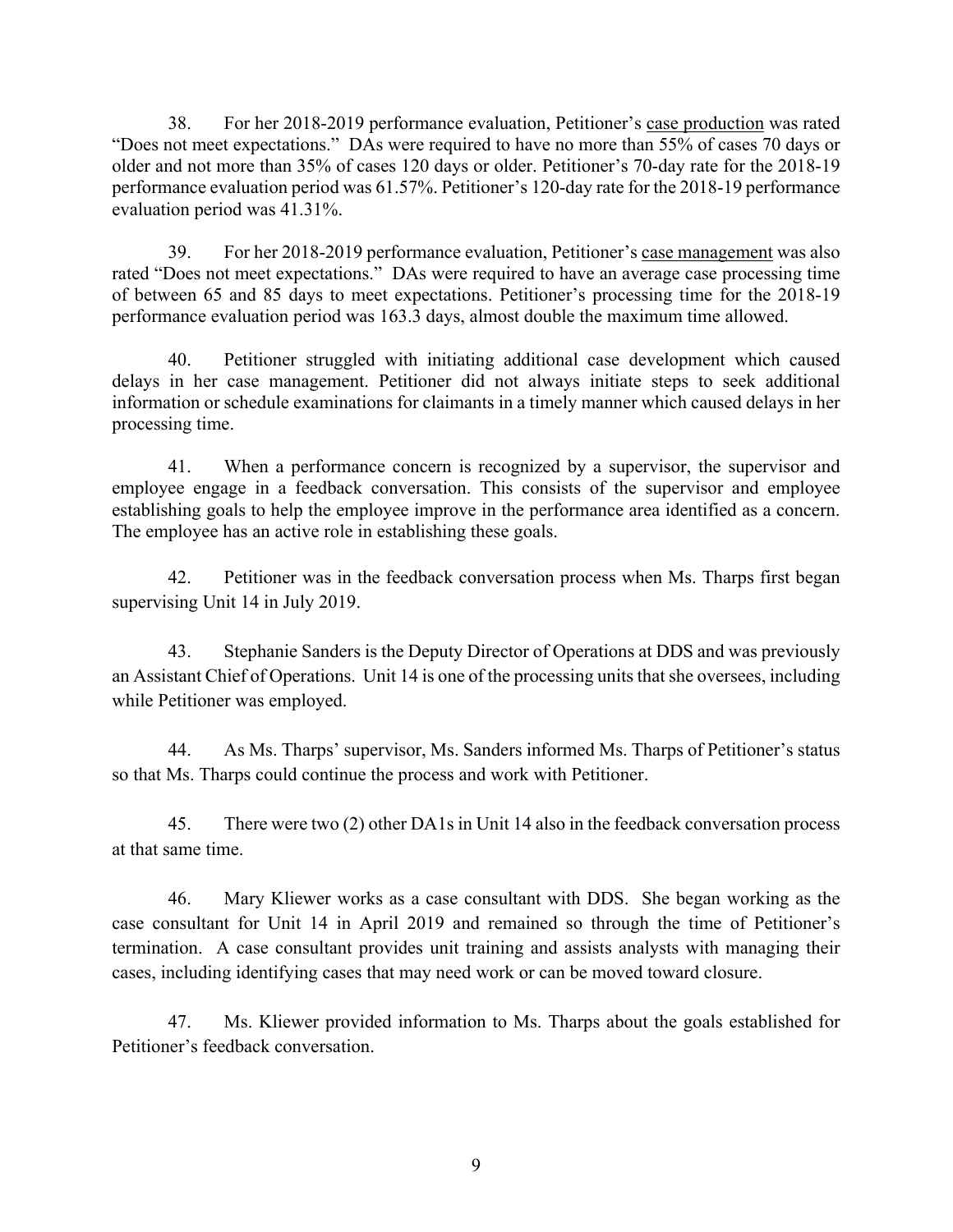38. For her 2018-2019 performance evaluation, Petitioner's <u>case production</u> was rated "Does not meet expectations." DAs were required to have no more than 55% of cases 70 days or older and not more than 35% of cases 120 days or older. Petitioner's 70-day rate for the 2018-19 performance evaluation period was 61.57%. Petitioner's 120-day rate for the 2018-19 performance evaluation period was 41.31%.

39. For her 2018-2019 performance evaluation, Petitioner's <u>case management</u> was also rated "Does not meet expectations." DAs were required to have an average case processing time of between 65 and 85 days to meet expectations. Petitioner's processing time for the 2018-19 performance evaluation period was 163.3 days, almost double the maximum time allowed.

40. Petitioner struggled with initiating additional case development which caused delays in her case management. Petitioner did not always initiate steps to seek additional information or schedule examinations for claimants in a timely manner which caused delays in her processing time.

41. When a performance concern is recognized by a supervisor, the supervisor and employee engage in a feedback conversation. This consists of the supervisor and employee establishing goals to help the employee improve in the performance area identified as a concern. The employee has an active role in establishing these goals.

42. Petitioner was in the feedback conversation process when Ms. Tharps first began supervising Unit 14 in July 2019.

43. Stephanie Sanders is the Deputy Director of Operations at DDS and was previously an Assistant Chief of Operations. Unit 14 is one of the processing units that she oversees, including while Petitioner was employed.

44. As Ms. Tharps' supervisor, Ms. Sanders informed Ms. Tharps of Petitioner's status so that Ms. Tharps could continue the process and work with Petitioner.

45. There were two (2) other DA1s in Unit 14 also in the feedback conversation process at that same time.

46. Mary Kliewer works as a case consultant with DDS. She began working as the case consultant for Unit 14 in April 2019 and remained so through the time of Petitioner's termination. A case consultant provides unit training and assists analysts with managing their cases, including identifying cases that may need work or can be moved toward closure.

47. Ms. Kliewer provided information to Ms. Tharps about the goals established for Petitioner's feedback conversation.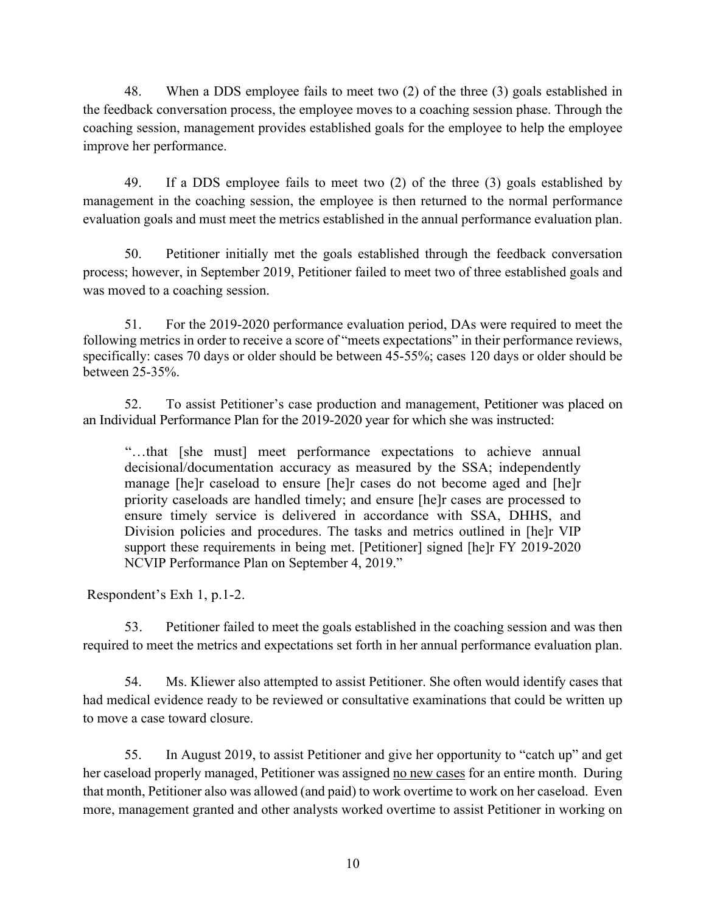48. When a DDS employee fails to meet two (2) of the three (3) goals established in the feedback conversation process, the employee moves to a coaching session phase. Through the coaching session, management provides established goals for the employee to help the employee improve her performance.

49. If a DDS employee fails to meet two (2) of the three (3) goals established by management in the coaching session, the employee is then returned to the normal performance evaluation goals and must meet the metrics established in the annual performance evaluation plan.

50. Petitioner initially met the goals established through the feedback conversation process; however, in September 2019, Petitioner failed to meet two of three established goals and was moved to a coaching session.

51. For the 2019-2020 performance evaluation period, DAs were required to meet the following metrics in order to receive a score of "meets expectations" in their performance reviews, specifically: cases 70 days or older should be between 45-55%; cases 120 days or older should be between 25-35%.

52. To assist Petitioner's case production and management, Petitioner was placed on an Individual Performance Plan for the 2019-2020 year for which she was instructed:

> "…that [she must] meet performance expectations to achieve annual decisional/documentation accuracy as measured by the SSA; independently manage [he]r caseload to ensure [he]r cases do not become aged and [he]r priority caseloads are handled timely; and ensure [he]r cases are processed to ensure timely service is delivered in accordance with SSA, DHHS, and Division policies and procedures. The tasks and metrics outlined in [he]r VIP support these requirements in being met. [Petitioner] signed [he]r FY 2019-2020 NCVIP Performance Plan on September 4, 2019."

Respondent's Exh 1, p.1-2.

53. Petitioner failed to meet the goals established in the coaching session and was then required to meet the metrics and expectations set forth in her annual performance evaluation plan.

54. Ms. Kliewer also attempted to assist Petitioner. She often would identify cases that had medical evidence ready to be reviewed or consultative examinations that could be written up to move a case toward closure.

55. In August 2019, to assist Petitioner and give her opportunity to "catch up" and get her caseload properly managed, Petitioner was assigned <u>no new cases</u> for an entire month. During that month, Petitioner also was allowed (and paid) to work overtime to work on her caseload. Even more, management granted and other analysts worked overtime to assist Petitioner in working on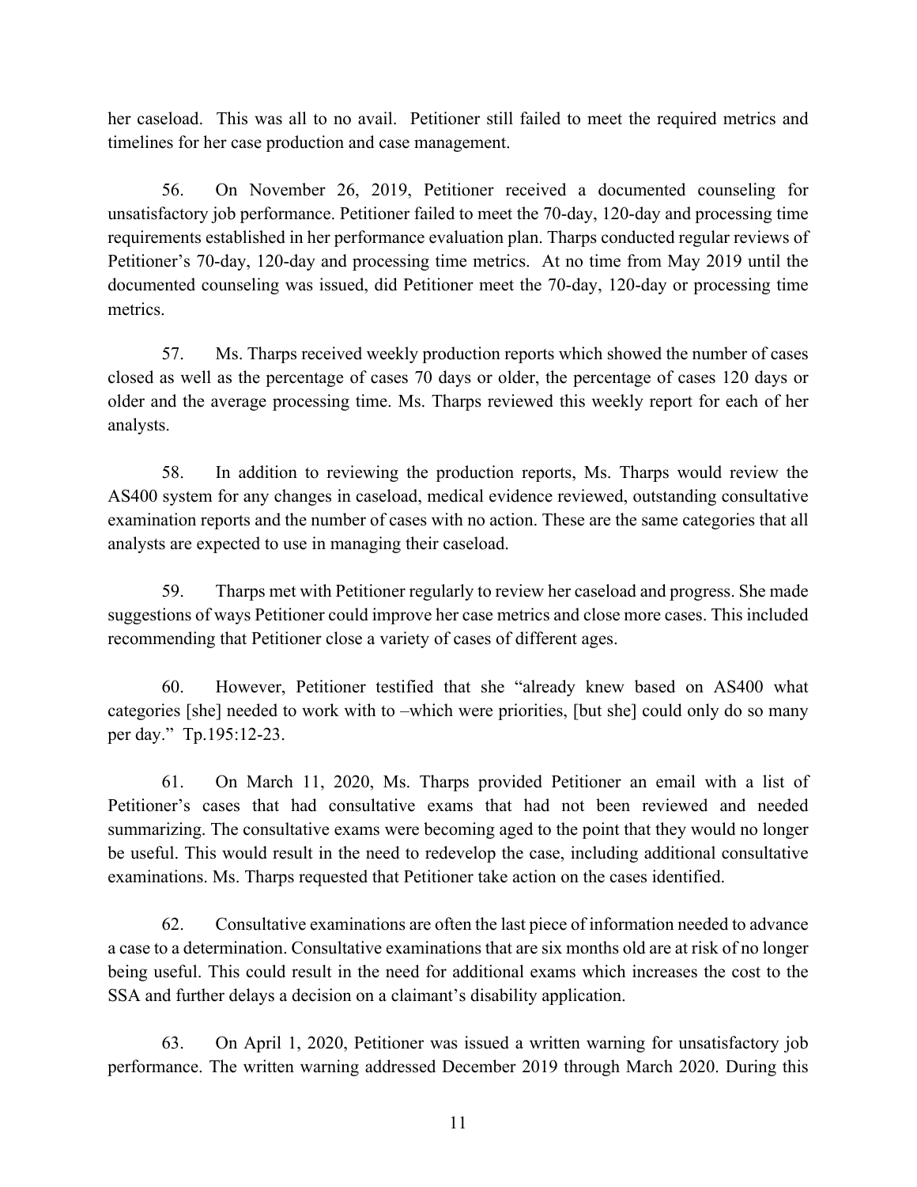her caseload. This was all to no avail. Petitioner still failed to meet the required metrics and timelines for her case production and case management.

56. On November 26, 2019, Petitioner received a documented counseling for unsatisfactory job performance. Petitioner failed to meet the 70-day, 120-day and processing time requirements established in her performance evaluation plan. Tharps conducted regular reviews of Petitioner's 70-day, 120-day and processing time metrics. At no time from May 2019 until the documented counseling was issued, did Petitioner meet the 70-day, 120-day or processing time metrics.

57. Ms. Tharps received weekly production reports which showed the number of cases closed as well as the percentage of cases 70 days or older, the percentage of cases 120 days or older and the average processing time. Ms. Tharps reviewed this weekly report for each of her analysts.

58. In addition to reviewing the production reports, Ms. Tharps would review the AS400 system for any changes in caseload, medical evidence reviewed, outstanding consultative examination reports and the number of cases with no action. These are the same categories that all analysts are expected to use in managing their caseload.

59. Tharps met with Petitioner regularly to review her caseload and progress. She made suggestions of ways Petitioner could improve her case metrics and close more cases. This included recommending that Petitioner close a variety of cases of different ages.

60. However, Petitioner testified that she "already knew based on AS400 what categories [she] needed to work with to –which were priorities, [but she] could only do so many per day." Tp.195:12-23.

61. On March 11, 2020, Ms. Tharps provided Petitioner an email with a list of Petitioner's cases that had consultative exams that had not been reviewed and needed summarizing. The consultative exams were becoming aged to the point that they would no longer be useful. This would result in the need to redevelop the case, including additional consultative examinations. Ms. Tharps requested that Petitioner take action on the cases identified.

62. Consultative examinations are often the last piece of information needed to advance a case to a determination. Consultative examinations that are six months old are at risk of no longer being useful. This could result in the need for additional exams which increases the cost to the SSA and further delays a decision on a claimant's disability application.

63. On April 1, 2020, Petitioner was issued a written warning for unsatisfactory job performance. The written warning addressed December 2019 through March 2020. During this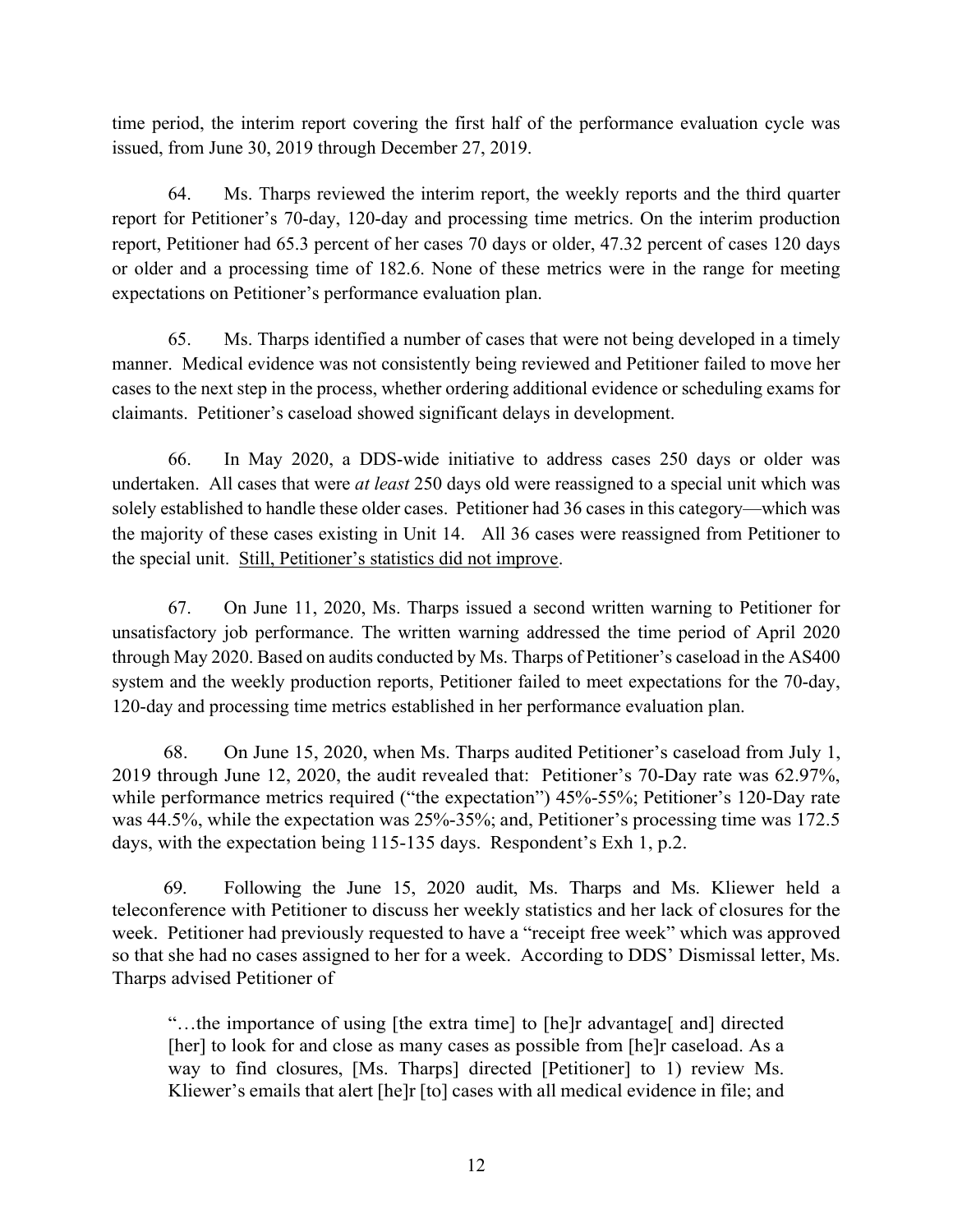time period, the interim report covering the first half of the performance evaluation cycle was issued, from June 30, 2019 through December 27, 2019.

64. Ms. Tharps reviewed the interim report, the weekly reports and the third quarter report for Petitioner's 70-day, 120-day and processing time metrics. On the interim production report, Petitioner had 65.3 percent of her cases 70 days or older, 47.32 percent of cases 120 days or older and a processing time of 182.6. None of these metrics were in the range for meeting expectations on Petitioner's performance evaluation plan.

65. Ms. Tharps identified a number of cases that were not being developed in a timely manner. Medical evidence was not consistently being reviewed and Petitioner failed to move her cases to the next step in the process, whether ordering additional evidence or scheduling exams for claimants. Petitioner's caseload showed significant delays in development.

66. In May 2020, a DDS-wide initiative to address cases 250 days or older was undertaken. All cases that were *at least* 250 days old were reassigned to a special unit which was solely established to handle these older cases. Petitioner had 36 cases in this category—which was the majority of these cases existing in Unit 14. All 36 cases were reassigned from Petitioner to the special unit. <u>Still, Petitioner's statistics did not improve</u>.

67. On June 11, 2020, Ms. Tharps issued a second written warning to Petitioner for unsatisfactory job performance. The written warning addressed the time period of April 2020 through May 2020. Based on audits conducted by Ms. Tharps of Petitioner's caseload in the AS400 system and the weekly production reports, Petitioner failed to meet expectations for the 70-day, 120-day and processing time metrics established in her performance evaluation plan.

68. On June 15, 2020, when Ms. Tharps audited Petitioner's caseload from July 1, 2019 through June 12, 2020, the audit revealed that: Petitioner's 70-Day rate was 62.97%, while performance metrics required ("the expectation") 45%-55%; Petitioner's 120-Day rate was 44.5%, while the expectation was 25%-35%; and, Petitioner's processing time was 172.5 days, with the expectation being 115-135 days. Respondent's Exh 1, p.2.

69. Following the June 15, 2020 audit, Ms. Tharps and Ms. Kliewer held a teleconference with Petitioner to discuss her weekly statistics and her lack of closures for the week. Petitioner had previously requested to have a "receipt free week" which was approved so that she had no cases assigned to her for a week. According to DDS' Dismissal letter, Ms. Tharps advised Petitioner of

> "…the importance of using [the extra time] to [he]r advantage[ and] directed [her] to look for and close as many cases as possible from [he]r caseload. As a way to find closures, [Ms. Tharps] directed [Petitioner] to 1) review Ms. Kliewer's emails that alert [he]r [to] cases with all medical evidence in file; and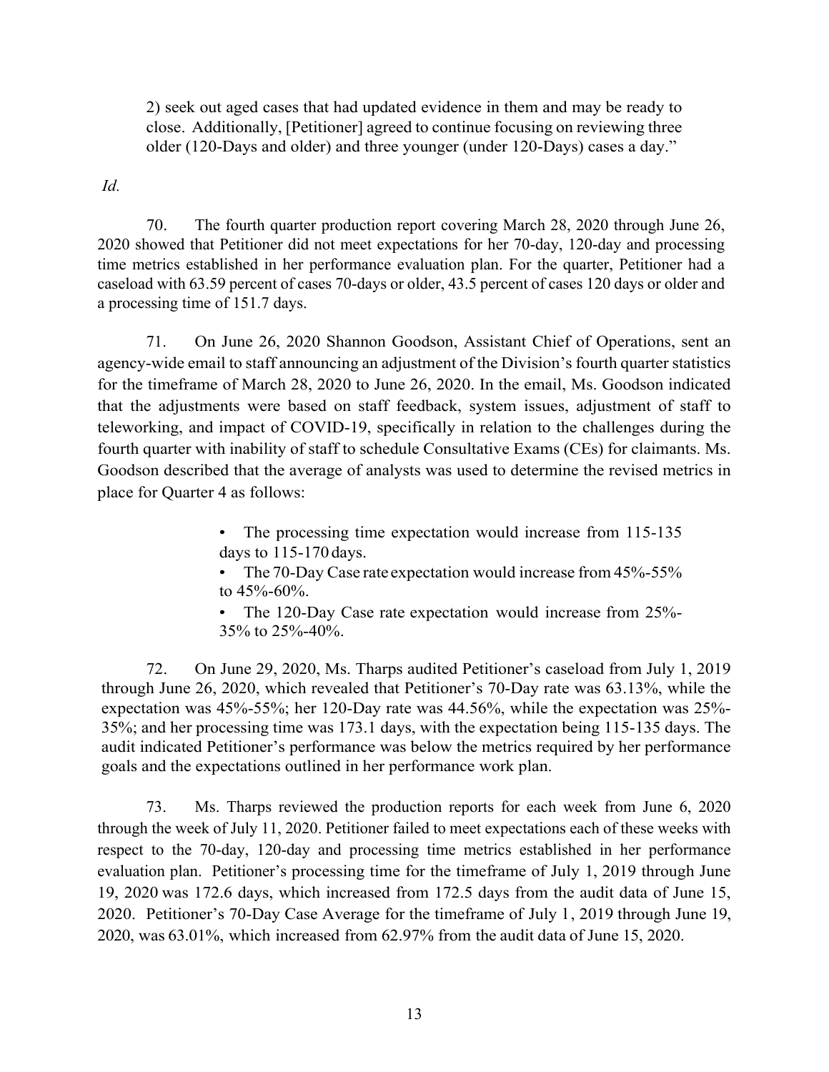> 2) seek out aged cases that had updated evidence in them and may be ready to close. Additionally, [Petitioner] agreed to continue focusing on reviewing three older (120-Days and older) and three younger (under 120-Days) cases a day."

*Id.*

70. The fourth quarter production report covering March 28, 2020 through June 26, 2020 showed that Petitioner did not meet expectations for her 70-day, 120-day and processing time metrics established in her performance evaluation plan. For the quarter, Petitioner had a caseload with 63.59 percent of cases 70-days or older, 43.5 percent of cases 120 days or older and a processing time of 151.7 days.

71. On June 26, 2020 Shannon Goodson, Assistant Chief of Operations, sent an agency-wide email to staff announcing an adjustment of the Division's fourth quarter statistics for the timeframe of March 28, 2020 to June 26, 2020. In the email, Ms. Goodson indicated that the adjustments were based on staff feedback, system issues, adjustment of staff to teleworking, and impact of COVID-19, specifically in relation to the challenges during the fourth quarter with inability of staff to schedule Consultative Exams (CEs) for claimants. Ms. Goodson described that the average of analysts was used to determine the revised metrics in place for Quarter 4 as follows:

> - The processing time expectation would increase from 115-135 days to 115-170 days.
> - The 70-Day Case rate expectation would increase from 45%-55% to 45%-60%.
> - The 120-Day Case rate expectation would increase from 25%-35% to 25%-40%.

72. On June 29, 2020, Ms. Tharps audited Petitioner's caseload from July 1, 2019 through June 26, 2020, which revealed that Petitioner's 70-Day rate was 63.13%, while the expectation was 45%-55%; her 120-Day rate was 44.56%, while the expectation was 25%-35%; and her processing time was 173.1 days, with the expectation being 115-135 days. The audit indicated Petitioner's performance was below the metrics required by her performance goals and the expectations outlined in her performance work plan.

73. Ms. Tharps reviewed the production reports for each week from June 6, 2020 through the week of July 11, 2020. Petitioner failed to meet expectations each of these weeks with respect to the 70-day, 120-day and processing time metrics established in her performance evaluation plan. Petitioner's processing time for the timeframe of July 1, 2019 through June 19, 2020 was 172.6 days, which increased from 172.5 days from the audit data of June 15, 2020. Petitioner's 70-Day Case Average for the timeframe of July 1, 2019 through June 19, 2020, was 63.01%, which increased from 62.97% from the audit data of June 15, 2020.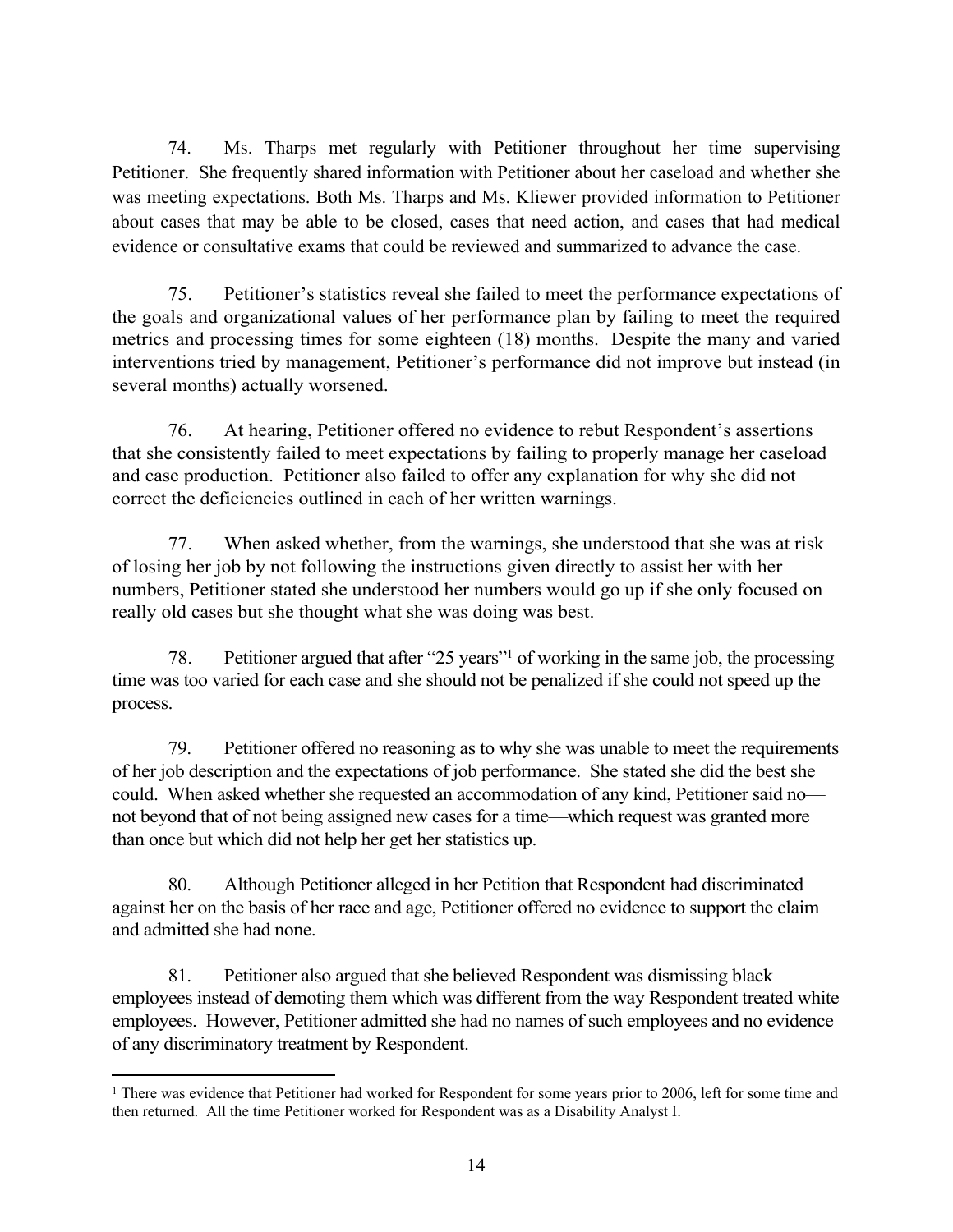74. Ms. Tharps met regularly with Petitioner throughout her time supervising Petitioner. She frequently shared information with Petitioner about her caseload and whether she was meeting expectations. Both Ms. Tharps and Ms. Kliewer provided information to Petitioner about cases that may be able to be closed, cases that need action, and cases that had medical evidence or consultative exams that could be reviewed and summarized to advance the case.

75. Petitioner's statistics reveal she failed to meet the performance expectations of the goals and organizational values of her performance plan by failing to meet the required metrics and processing times for some eighteen (18) months. Despite the many and varied interventions tried by management, Petitioner's performance did not improve but instead (in several months) actually worsened.

76. At hearing, Petitioner offered no evidence to rebut Respondent's assertions that she consistently failed to meet expectations by failing to properly manage her caseload and case production. Petitioner also failed to offer any explanation for why she did not correct the deficiencies outlined in each of her written warnings.

77. When asked whether, from the warnings, she understood that she was at risk of losing her job by not following the instructions given directly to assist her with her numbers, Petitioner stated she understood her numbers would go up if she only focused on really old cases but she thought what she was doing was best.

78. Petitioner argued that after "25 years"[1] of working in the same job, the processing time was too varied for each case and she should not be penalized if she could not speed up the process.

79. Petitioner offered no reasoning as to why she was unable to meet the requirements of her job description and the expectations of job performance. She stated she did the best she could. When asked whether she requested an accommodation of any kind, Petitioner said no—not beyond that of not being assigned new cases for a time—which request was granted more than once but which did not help her get her statistics up.

80. Although Petitioner alleged in her Petition that Respondent had discriminated against her on the basis of her race and age, Petitioner offered no evidence to support the claim and admitted she had none.

81. Petitioner also argued that she believed Respondent was dismissing black employees instead of demoting them which was different from the way Respondent treated white employees. However, Petitioner admitted she had no names of such employees and no evidence of any discriminatory treatment by Respondent.

---

[1] There was evidence that Petitioner had worked for Respondent for some years prior to 2006, left for some time and then returned. All the time Petitioner worked for Respondent was as a Disability Analyst I.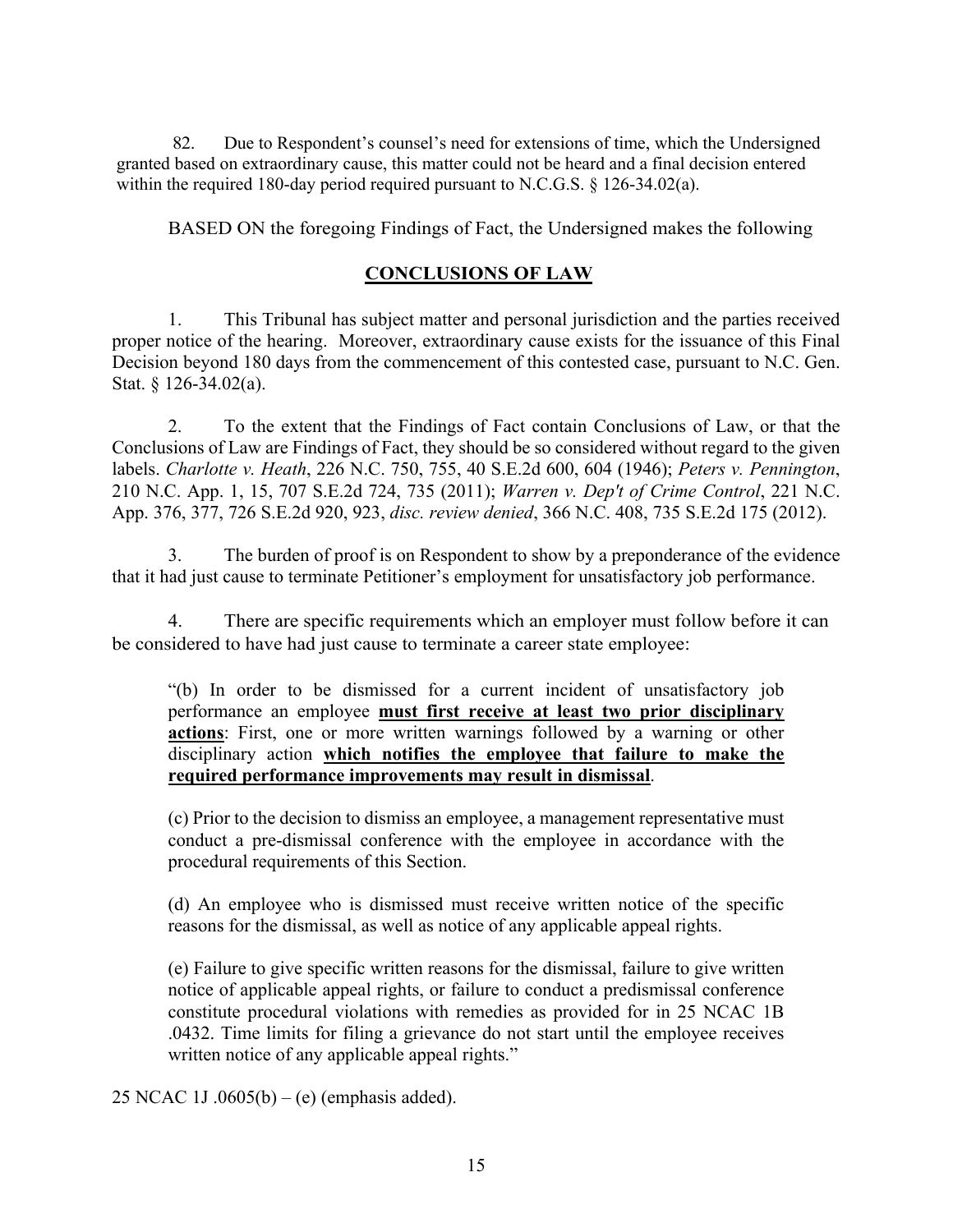82. Due to Respondent's counsel's need for extensions of time, which the Undersigned granted based on extraordinary cause, this matter could not be heard and a final decision entered within the required 180-day period required pursuant to N.C.G.S. § 126-34.02(a).

BASED ON the foregoing Findings of Fact, the Undersigned makes the following

## CONCLUSIONS OF LAW

1. This Tribunal has subject matter and personal jurisdiction and the parties received proper notice of the hearing. Moreover, extraordinary cause exists for the issuance of this Final Decision beyond 180 days from the commencement of this contested case, pursuant to N.C. Gen. Stat. § 126-34.02(a).

2. To the extent that the Findings of Fact contain Conclusions of Law, or that the Conclusions of Law are Findings of Fact, they should be so considered without regard to the given labels. *Charlotte v. Heath*, 226 N.C. 750, 755, 40 S.E.2d 600, 604 (1946); *Peters v. Pennington*, 210 N.C. App. 1, 15, 707 S.E.2d 724, 735 (2011); *Warren v. Dep't of Crime Control*, 221 N.C. App. 376, 377, 726 S.E.2d 920, 923, *disc. review denied*, 366 N.C. 408, 735 S.E.2d 175 (2012).

3. The burden of proof is on Respondent to show by a preponderance of the evidence that it had just cause to terminate Petitioner's employment for unsatisfactory job performance.

4. There are specific requirements which an employer must follow before it can be considered to have had just cause to terminate a career state employee:

> "(b) In order to be dismissed for a current incident of unsatisfactory job performance an employee **must first receive at least two prior disciplinary actions**: First, one or more written warnings followed by a warning or other disciplinary action **which notifies the employee that failure to make the required performance improvements may result in dismissal**.
>
> (c) Prior to the decision to dismiss an employee, a management representative must conduct a pre-dismissal conference with the employee in accordance with the procedural requirements of this Section.
>
> (d) An employee who is dismissed must receive written notice of the specific reasons for the dismissal, as well as notice of any applicable appeal rights.
>
> (e) Failure to give specific written reasons for the dismissal, failure to give written notice of applicable appeal rights, or failure to conduct a predismissal conference constitute procedural violations with remedies as provided for in 25 NCAC 1B .0432. Time limits for filing a grievance do not start until the employee receives written notice of any applicable appeal rights."

25 NCAC 1J .0605(b) – (e) (emphasis added).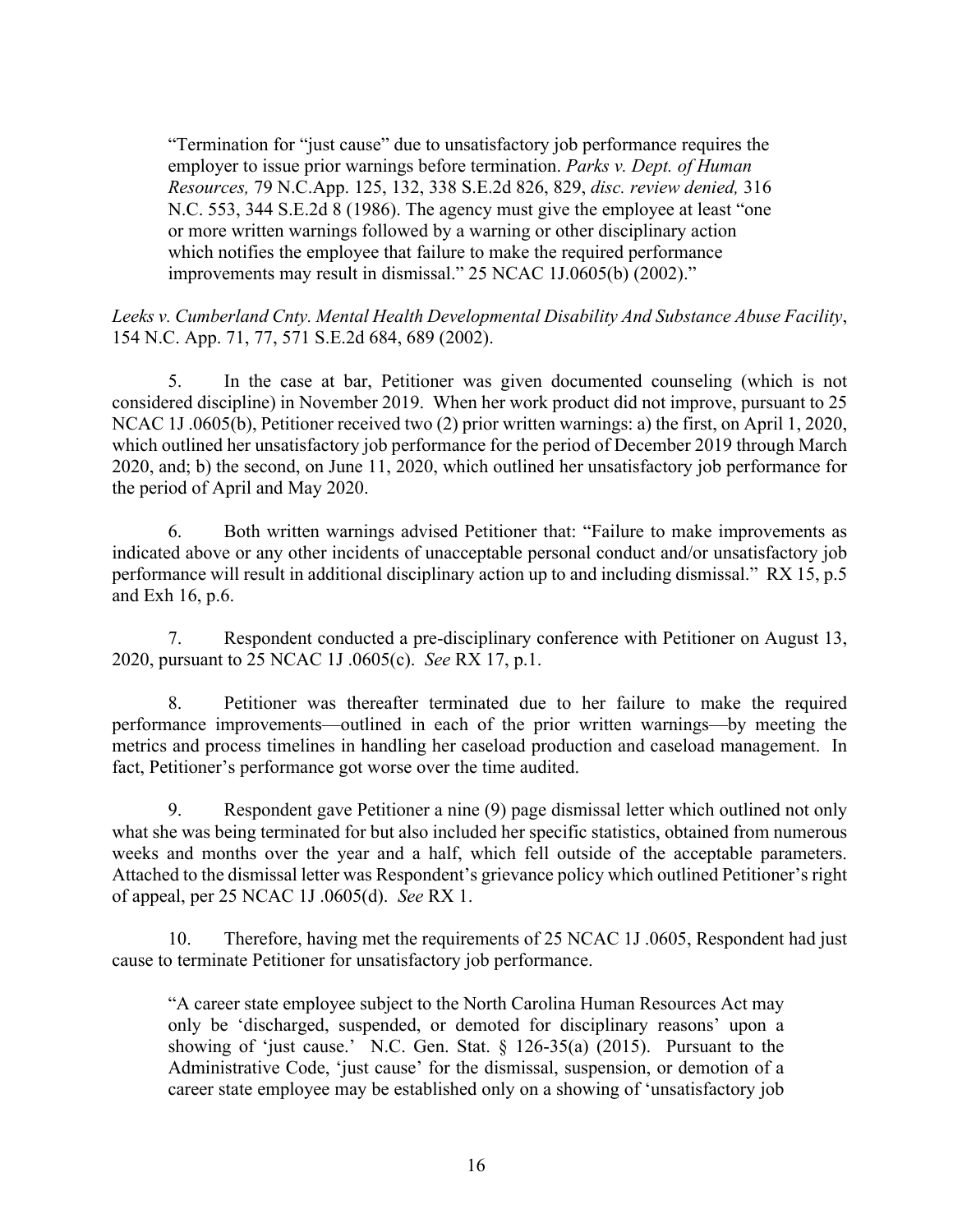> "Termination for "just cause" due to unsatisfactory job performance requires the employer to issue prior warnings before termination. *Parks v. Dept. of Human Resources,* 79 N.C.App. 125, 132, 338 S.E.2d 826, 829, *disc. review denied,* 316 N.C. 553, 344 S.E.2d 8 (1986). The agency must give the employee at least "one or more written warnings followed by a warning or other disciplinary action which notifies the employee that failure to make the required performance improvements may result in dismissal." 25 NCAC 1J.0605(b) (2002)."

*Leeks v. Cumberland Cnty. Mental Health Developmental Disability And Substance Abuse Facility*, 154 N.C. App. 71, 77, 571 S.E.2d 684, 689 (2002).

5. In the case at bar, Petitioner was given documented counseling (which is not considered discipline) in November 2019. When her work product did not improve, pursuant to 25 NCAC 1J .0605(b), Petitioner received two (2) prior written warnings: a) the first, on April 1, 2020, which outlined her unsatisfactory job performance for the period of December 2019 through March 2020, and; b) the second, on June 11, 2020, which outlined her unsatisfactory job performance for the period of April and May 2020.

6. Both written warnings advised Petitioner that: "Failure to make improvements as indicated above or any other incidents of unacceptable personal conduct and/or unsatisfactory job performance will result in additional disciplinary action up to and including dismissal." RX 15, p.5 and Exh 16, p.6.

7. Respondent conducted a pre-disciplinary conference with Petitioner on August 13, 2020, pursuant to 25 NCAC 1J .0605(c). *See* RX 17, p.1.

8. Petitioner was thereafter terminated due to her failure to make the required performance improvements—outlined in each of the prior written warnings—by meeting the metrics and process timelines in handling her caseload production and caseload management. In fact, Petitioner's performance got worse over the time audited.

9. Respondent gave Petitioner a nine (9) page dismissal letter which outlined not only what she was being terminated for but also included her specific statistics, obtained from numerous weeks and months over the year and a half, which fell outside of the acceptable parameters. Attached to the dismissal letter was Respondent's grievance policy which outlined Petitioner's right of appeal, per 25 NCAC 1J .0605(d). *See* RX 1.

10. Therefore, having met the requirements of 25 NCAC 1J .0605, Respondent had just cause to terminate Petitioner for unsatisfactory job performance.

> "A career state employee subject to the North Carolina Human Resources Act may only be 'discharged, suspended, or demoted for disciplinary reasons' upon a showing of 'just cause.' N.C. Gen. Stat. § 126-35(a) (2015). Pursuant to the Administrative Code, 'just cause' for the dismissal, suspension, or demotion of a career state employee may be established only on a showing of 'unsatisfactory job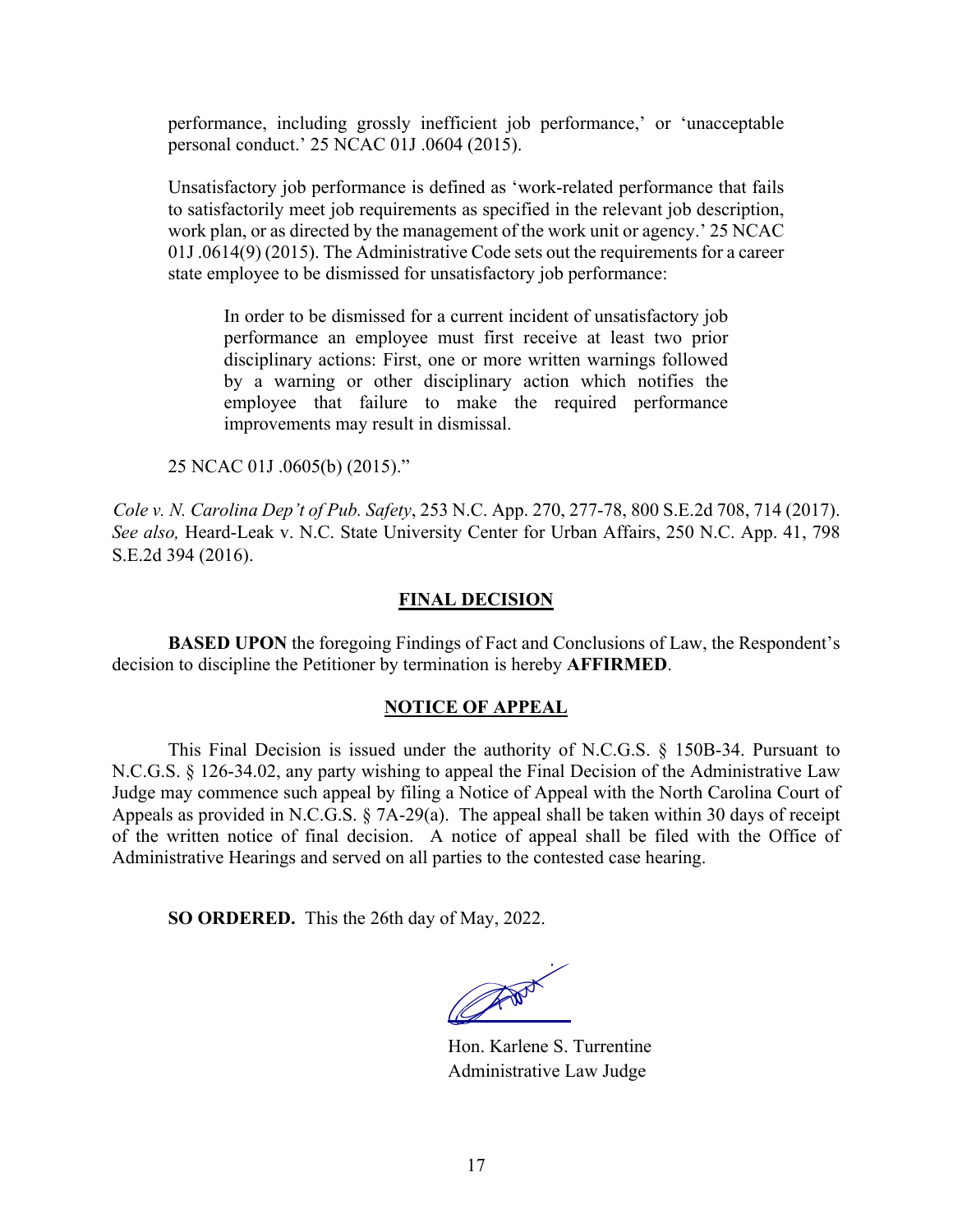performance, including grossly inefficient job performance,' or 'unacceptable personal conduct.' 25 NCAC 01J .0604 (2015).

Unsatisfactory job performance is defined as 'work-related performance that fails to satisfactorily meet job requirements as specified in the relevant job description, work plan, or as directed by the management of the work unit or agency.' 25 NCAC 01J .0614(9) (2015). The Administrative Code sets out the requirements for a career state employee to be dismissed for unsatisfactory job performance:

> In order to be dismissed for a current incident of unsatisfactory job performance an employee must first receive at least two prior disciplinary actions: First, one or more written warnings followed by a warning or other disciplinary action which notifies the employee that failure to make the required performance improvements may result in dismissal.

25 NCAC 01J .0605(b) (2015)."

*Cole v. N. Carolina Dep't of Pub. Safety*, 253 N.C. App. 270, 277-78, 800 S.E.2d 708, 714 (2017). *See also,* Heard-Leak v. N.C. State University Center for Urban Affairs, 250 N.C. App. 41, 798 S.E.2d 394 (2016).

## FINAL DECISION

**BASED UPON** the foregoing Findings of Fact and Conclusions of Law, the Respondent's decision to discipline the Petitioner by termination is hereby **AFFIRMED**.

## NOTICE OF APPEAL

This Final Decision is issued under the authority of N.C.G.S. § 150B-34. Pursuant to N.C.G.S. § 126-34.02, any party wishing to appeal the Final Decision of the Administrative Law Judge may commence such appeal by filing a Notice of Appeal with the North Carolina Court of Appeals as provided in N.C.G.S. § 7A-29(a). The appeal shall be taken within 30 days of receipt of the written notice of final decision. A notice of appeal shall be filed with the Office of Administrative Hearings and served on all parties to the contested case hearing.

**SO ORDERED.** This the 26th day of May, 2022.

Hon. Karlene S. Turrentine
Administrative Law Judge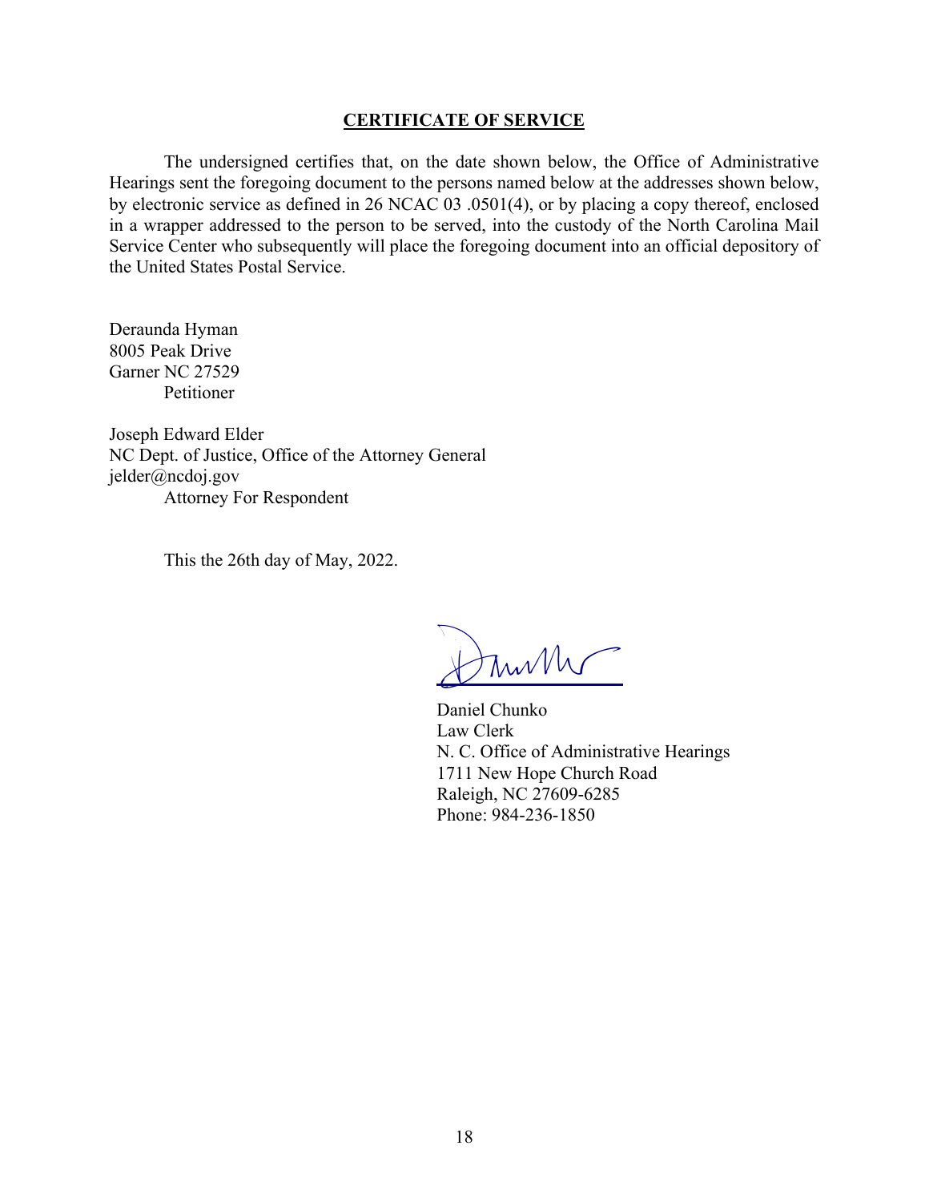## CERTIFICATE OF SERVICE

The undersigned certifies that, on the date shown below, the Office of Administrative Hearings sent the foregoing document to the persons named below at the addresses shown below, by electronic service as defined in 26 NCAC 03 .0501(4), or by placing a copy thereof, enclosed in a wrapper addressed to the person to be served, into the custody of the North Carolina Mail Service Center who subsequently will place the foregoing document into an official depository of the United States Postal Service.

Deraunda Hyman
8005 Peak Drive
Garner NC 27529
Petitioner

Joseph Edward Elder
NC Dept. of Justice, Office of the Attorney General
jelder@ncdoj.gov
Attorney For Respondent

This the 26th day of May, 2022.

Daniel Chunko
Law Clerk
N. C. Office of Administrative Hearings
1711 New Hope Church Road
Raleigh, NC 27609-6285
Phone: 984-236-1850